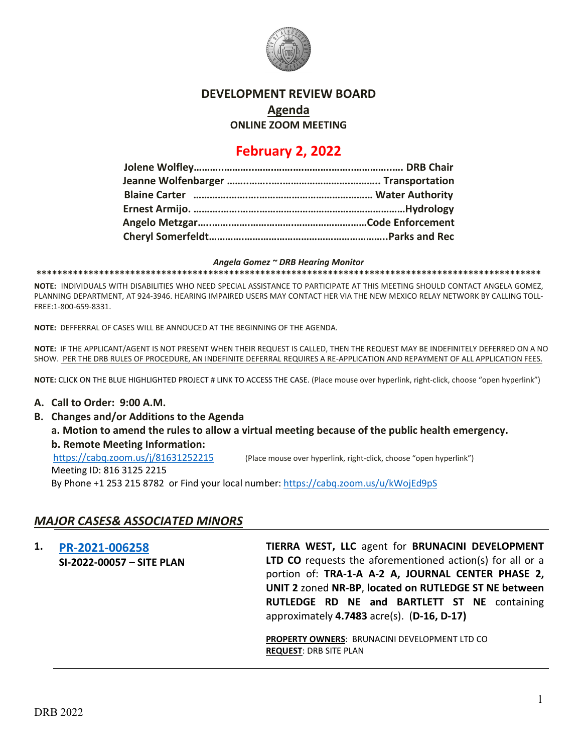# DEVELOPMENT REVIEW BOARD

## Agenda

### ONLINE ZOOM MEETING

## February 2, 2022

**Jolene Wolfley…………………………………………………………… DRB Chair**
**Jeanne Wolfenbarger ……………………………………………… Transportation**
**Blaine Carter ……………………………………………………… Water Authority**
**Ernest Armijo. ……………………………………………………………Hydrology**
**Angelo Metzgar……………………………………………………Code Enforcement**
**Cheryl Somerfeldt…………………………………………………..Parks and Rec**

***Angela Gomez ~ DRB Hearing Monitor***

**NOTE:** INDIVIDUALS WITH DISABILITIES WHO NEED SPECIAL ASSISTANCE TO PARTICIPATE AT THIS MEETING SHOULD CONTACT ANGELA GOMEZ, PLANNING DEPARTMENT, AT 924-3946. HEARING IMPAIRED USERS MAY CONTACT HER VIA THE NEW MEXICO RELAY NETWORK BY CALLING TOLL-FREE:1-800-659-8331.

**NOTE:** DEFFERRAL OF CASES WILL BE ANNOUCED AT THE BEGINNING OF THE AGENDA.

**NOTE:** IF THE APPLICANT/AGENT IS NOT PRESENT WHEN THEIR REQUEST IS CALLED, THEN THE REQUEST MAY BE INDEFINITELY DEFERRED ON A NO SHOW. PER THE DRB RULES OF PROCEDURE, AN INDEFINITE DEFERRAL REQUIRES A RE-APPLICATION AND REPAYMENT OF ALL APPLICATION FEES.

**NOTE:** CLICK ON THE BLUE HIGHLIGHTED PROJECT # LINK TO ACCESS THE CASE. (Place mouse over hyperlink, right-click, choose "open hyperlink")

**A. Call to Order: 9:00 A.M.**

**B. Changes and/or Additions to the Agenda**

**a. Motion to amend the rules to allow a virtual meeting because of the public health emergency.**

**b. Remote Meeting Information:**

https://cabq.zoom.us/j/81631252215 (Place mouse over hyperlink, right-click, choose "open hyperlink")

Meeting ID: 816 3125 2215

By Phone +1 253 215 8782 or Find your local number: https://cabq.zoom.us/u/kWojEd9pS

## *MAJOR CASES& ASSOCIATED MINORS*

**1. PR-2021-006258**
**SI-2022-00057 – SITE PLAN**

**TIERRA WEST, LLC** agent for **BRUNACINI DEVELOPMENT LTD CO** requests the aforementioned action(s) for all or a portion of: **TRA-1-A A-2 A, JOURNAL CENTER PHASE 2, UNIT 2** zoned **NR-BP**, **located on RUTLEDGE ST NE between RUTLEDGE RD NE and BARTLETT ST NE** containing approximately **4.7483** acre(s). (**D-16, D-17)**

**PROPERTY OWNERS**: BRUNACINI DEVELOPMENT LTD CO
**REQUEST**: DRB SITE PLAN

DRB 2022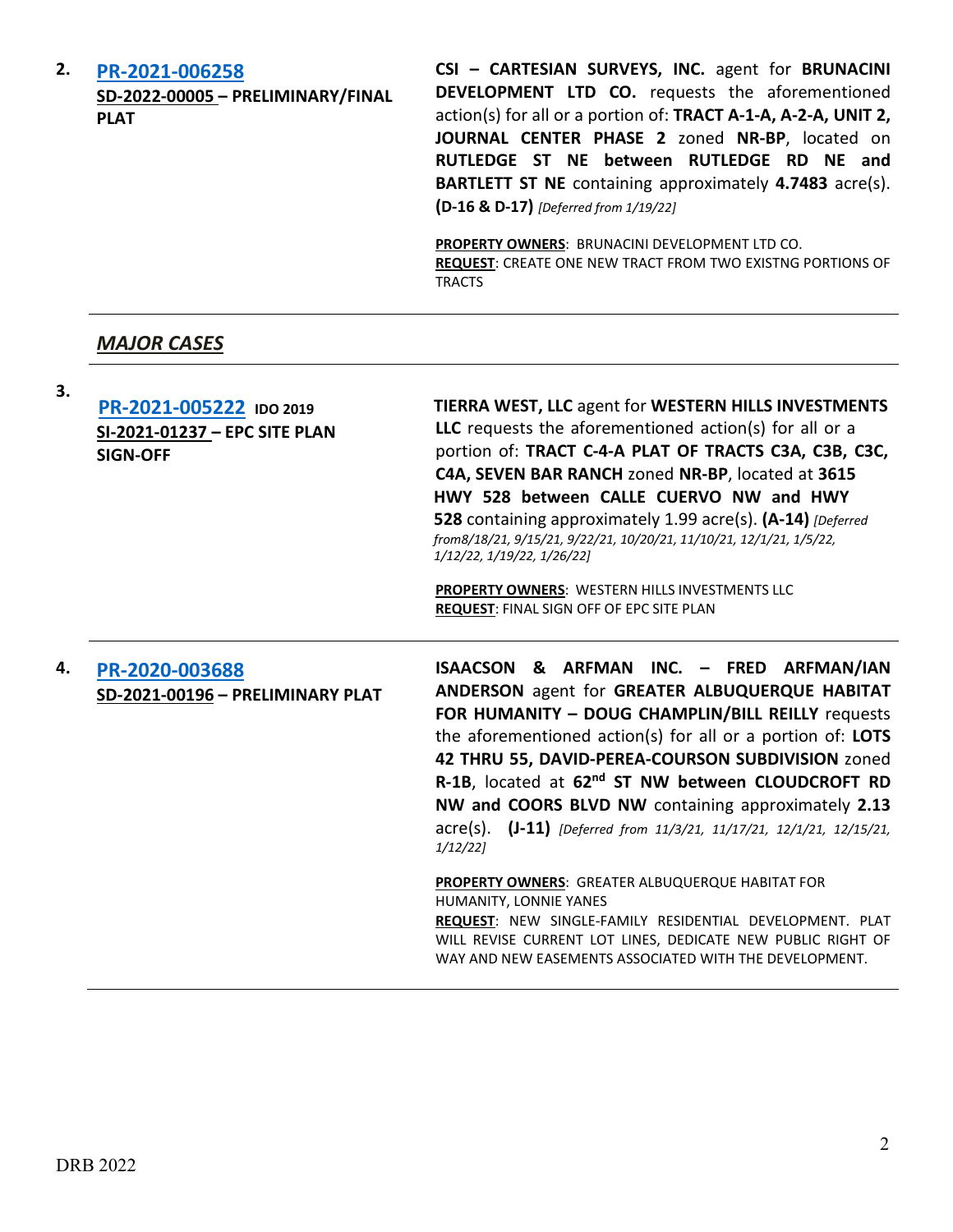2. **PR-2021-006258**
**SD-2022-00005 – PRELIMINARY/FINAL PLAT**

**CSI – CARTESIAN SURVEYS, INC.** agent for **BRUNACINI DEVELOPMENT LTD CO.** requests the aforementioned action(s) for all or a portion of: **TRACT A-1-A, A-2-A, UNIT 2, JOURNAL CENTER PHASE 2** zoned **NR-BP**, located on **RUTLEDGE ST NE between RUTLEDGE RD NE and BARTLETT ST NE** containing approximately **4.7483** acre(s). **(D-16 & D-17)** *[Deferred from 1/19/22]*

**PROPERTY OWNERS**: BRUNACINI DEVELOPMENT LTD CO.
**REQUEST**: CREATE ONE NEW TRACT FROM TWO EXISTNG PORTIONS OF TRACTS

---

## *MAJOR CASES*

---

3. **PR-2021-005222** **IDO 2019**
**SI-2021-01237 – EPC SITE PLAN SIGN-OFF**

**TIERRA WEST, LLC** agent for **WESTERN HILLS INVESTMENTS LLC** requests the aforementioned action(s) for all or a portion of: **TRACT C-4-A PLAT OF TRACTS C3A, C3B, C3C, C4A, SEVEN BAR RANCH** zoned **NR-BP**, located at **3615 HWY 528 between CALLE CUERVO NW and HWY 528** containing approximately 1.99 acre(s). **(A-14)** *[Deferred from8/18/21, 9/15/21, 9/22/21, 10/20/21, 11/10/21, 12/1/21, 1/5/22, 1/12/22, 1/19/22, 1/26/22]*

**PROPERTY OWNERS**: WESTERN HILLS INVESTMENTS LLC
**REQUEST**: FINAL SIGN OFF OF EPC SITE PLAN

---

4. **PR-2020-003688**
**SD-2021-00196 – PRELIMINARY PLAT**

**ISAACSON & ARFMAN INC. – FRED ARFMAN/IAN ANDERSON** agent for **GREATER ALBUQUERQUE HABITAT FOR HUMANITY – DOUG CHAMPLIN/BILL REILLY** requests the aforementioned action(s) for all or a portion of: **LOTS 42 THRU 55, DAVID-PEREA-COURSON SUBDIVISION** zoned **R-1B**, located at **62nd ST NW between CLOUDCROFT RD NW and COORS BLVD NW** containing approximately **2.13** acre(s). **(J-11)** *[Deferred from 11/3/21, 11/17/21, 12/1/21, 12/15/21, 1/12/22]*

**PROPERTY OWNERS**: GREATER ALBUQUERQUE HABITAT FOR HUMANITY, LONNIE YANES
**REQUEST**: NEW SINGLE-FAMILY RESIDENTIAL DEVELOPMENT. PLAT WILL REVISE CURRENT LOT LINES, DEDICATE NEW PUBLIC RIGHT OF WAY AND NEW EASEMENTS ASSOCIATED WITH THE DEVELOPMENT.

---

DRB 2022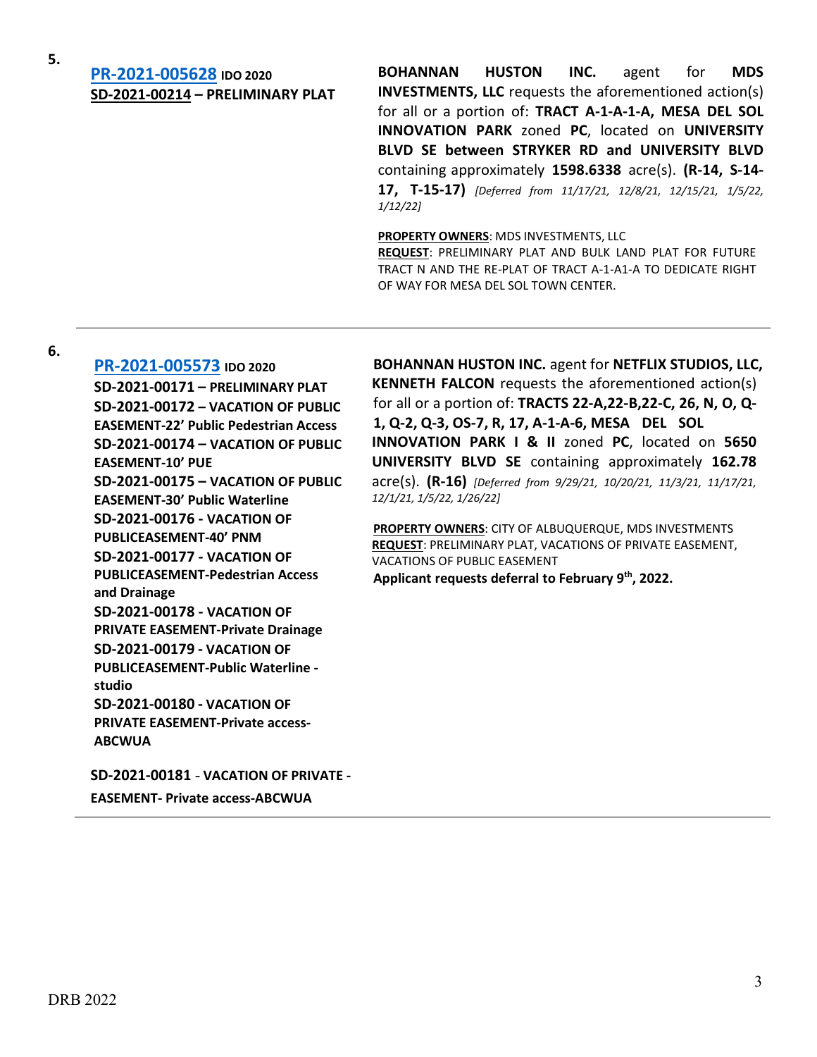**5.**

**[PR-2021-005628](PR-2021-005628) IDO 2020**
**SD-2021-00214 – PRELIMINARY PLAT**

**BOHANNAN HUSTON INC.** agent for **MDS INVESTMENTS, LLC** requests the aforementioned action(s) for all or a portion of: **TRACT A-1-A-1-A, MESA DEL SOL INNOVATION PARK** zoned **PC**, located on **UNIVERSITY BLVD SE between STRYKER RD and UNIVERSITY BLVD** containing approximately **1598.6338** acre(s). **(R-14, S-14-17, T-15-17)** *[Deferred from 11/17/21, 12/8/21, 12/15/21, 1/5/22, 1/12/22]*

**PROPERTY OWNERS**: MDS INVESTMENTS, LLC
**REQUEST**: PRELIMINARY PLAT AND BULK LAND PLAT FOR FUTURE TRACT N AND THE RE-PLAT OF TRACT A-1-A1-A TO DEDICATE RIGHT OF WAY FOR MESA DEL SOL TOWN CENTER.

---

**6.**

**[PR-2021-005573](PR-2021-005573) IDO 2020**
**SD-2021-00171 – PRELIMINARY PLAT**
**SD-2021-00172 – VACATION OF PUBLIC EASEMENT-22' Public Pedestrian Access**
**SD-2021-00174 – VACATION OF PUBLIC EASEMENT-10' PUE**
**SD-2021-00175 – VACATION OF PUBLIC EASEMENT-30' Public Waterline**
**SD-2021-00176 - VACATION OF PUBLICEASEMENT-40' PNM**
**SD-2021-00177 - VACATION OF PUBLICEASEMENT-Pedestrian Access and Drainage**
**SD-2021-00178 - VACATION OF PRIVATE EASEMENT-Private Drainage**
**SD-2021-00179 - VACATION OF PUBLICEASEMENT-Public Waterline - studio**
**SD-2021-00180 - VACATION OF PRIVATE EASEMENT-Private access-ABCWUA**
**SD-2021-00181 - VACATION OF PRIVATE - EASEMENT- Private access-ABCWUA**

**BOHANNAN HUSTON INC.** agent for **NETFLIX STUDIOS, LLC, KENNETH FALCON** requests the aforementioned action(s) for all or a portion of: **TRACTS 22-A,22-B,22-C, 26, N, O, Q-1, Q-2, Q-3, OS-7, R, 17, A-1-A-6, MESA DEL SOL INNOVATION PARK I & II** zoned **PC**, located on **5650 UNIVERSITY BLVD SE** containing approximately **162.78** acre(s). **(R-16)** *[Deferred from 9/29/21, 10/20/21, 11/3/21, 11/17/21, 12/1/21, 1/5/22, 1/26/22]*

**PROPERTY OWNERS**: CITY OF ALBUQUERQUE, MDS INVESTMENTS
**REQUEST**: PRELIMINARY PLAT, VACATIONS OF PRIVATE EASEMENT, VACATIONS OF PUBLIC EASEMENT
**Applicant requests deferral to February 9th, 2022.**

---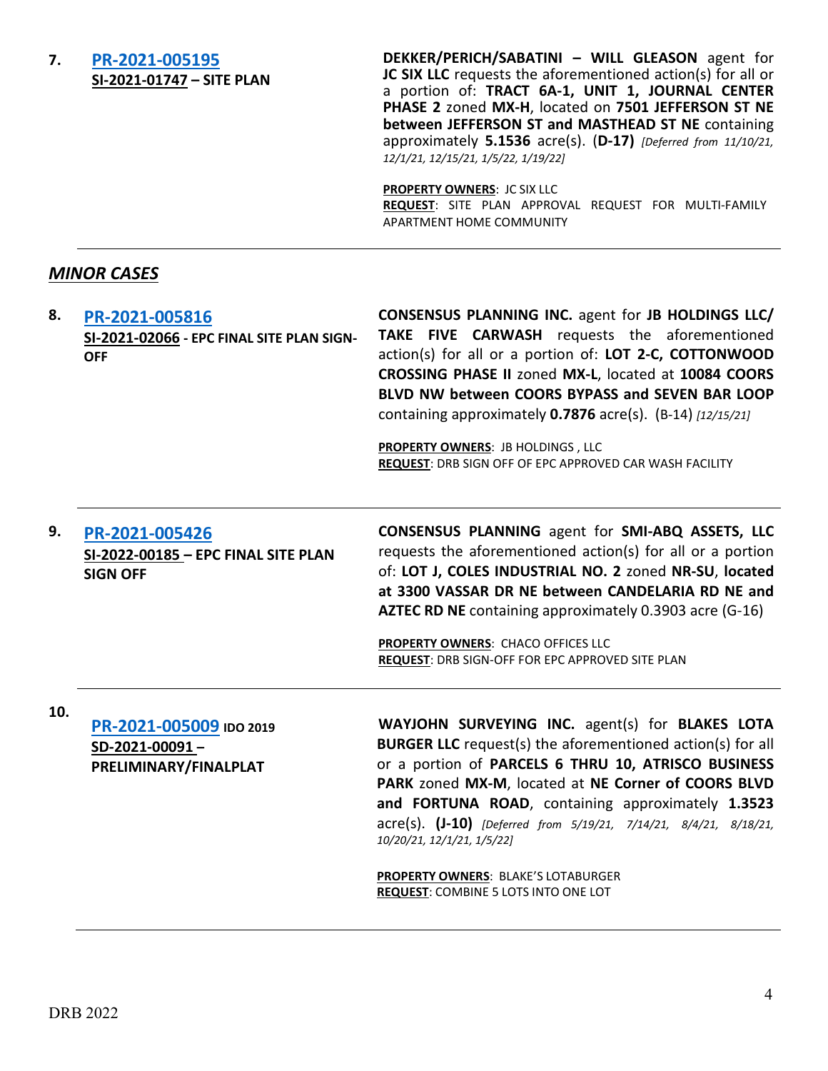7. **PR-2021-005195**
**SI-2021-01747 – SITE PLAN**

**DEKKER/PERICH/SABATINI – WILL GLEASON** agent for **JC SIX LLC** requests the aforementioned action(s) for all or a portion of: **TRACT 6A-1, UNIT 1, JOURNAL CENTER PHASE 2** zoned **MX-H**, located on **7501 JEFFERSON ST NE between JEFFERSON ST and MASTHEAD ST NE** containing approximately **5.1536** acre(s). (**D-17)** *[Deferred from 11/10/21, 12/1/21, 12/15/21, 1/5/22, 1/19/22]*

**PROPERTY OWNERS**: JC SIX LLC
**REQUEST**: SITE PLAN APPROVAL REQUEST FOR MULTI-FAMILY APARTMENT HOME COMMUNITY

---

## *MINOR CASES*

8. **PR-2021-005816**
**SI-2021-02066 - EPC FINAL SITE PLAN SIGN-OFF**

**CONSENSUS PLANNING INC.** agent for **JB HOLDINGS LLC/ TAKE FIVE CARWASH** requests the aforementioned action(s) for all or a portion of: **LOT 2-C, COTTONWOOD CROSSING PHASE II** zoned **MX-L**, located at **10084 COORS BLVD NW between COORS BYPASS and SEVEN BAR LOOP** containing approximately **0.7876** acre(s). (B-14) *[12/15/21]*

**PROPERTY OWNERS**: JB HOLDINGS , LLC
**REQUEST**: DRB SIGN OFF OF EPC APPROVED CAR WASH FACILITY

---

9. **PR-2021-005426**
**SI-2022-00185 – EPC FINAL SITE PLAN SIGN OFF**

**CONSENSUS PLANNING** agent for **SMI-ABQ ASSETS, LLC** requests the aforementioned action(s) for all or a portion of: **LOT J, COLES INDUSTRIAL NO. 2** zoned **NR-SU**, **located at 3300 VASSAR DR NE between CANDELARIA RD NE and AZTEC RD NE** containing approximately 0.3903 acre (G-16)

**PROPERTY OWNERS**: CHACO OFFICES LLC
**REQUEST**: DRB SIGN-OFF FOR EPC APPROVED SITE PLAN

---

10. **PR-2021-005009** **IDO 2019**
**SD-2021-00091 – PRELIMINARY/FINALPLAT**

**WAYJOHN SURVEYING INC.** agent(s) for **BLAKES LOTA BURGER LLC** request(s) the aforementioned action(s) for all or a portion of **PARCELS 6 THRU 10, ATRISCO BUSINESS PARK** zoned **MX-M**, located at **NE Corner of COORS BLVD and FORTUNA ROAD**, containing approximately **1.3523** acre(s). **(J-10)** *[Deferred from 5/19/21, 7/14/21, 8/4/21, 8/18/21, 10/20/21, 12/1/21, 1/5/22]*

**PROPERTY OWNERS**: BLAKE'S LOTABURGER
**REQUEST**: COMBINE 5 LOTS INTO ONE LOT

---

DRB 2022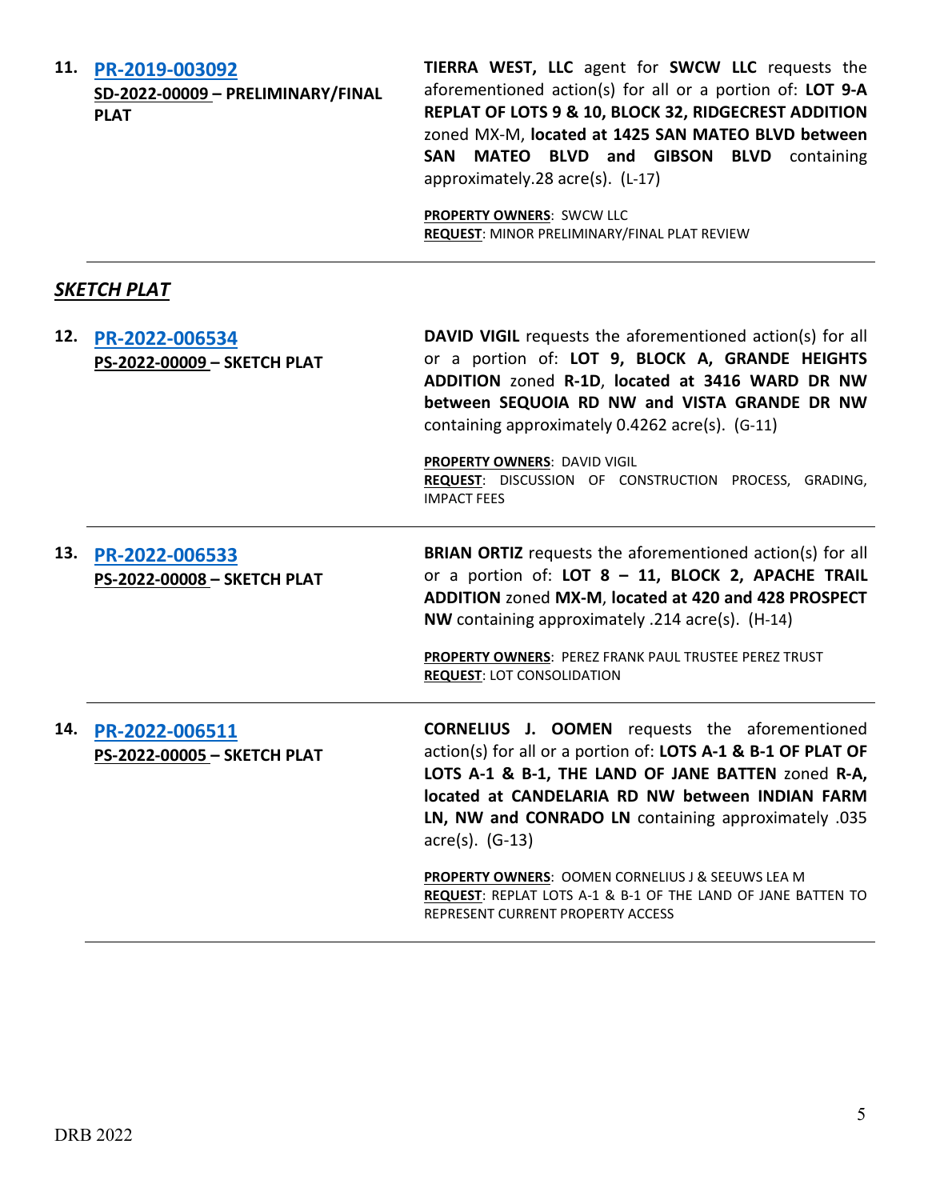**11.** **PR-2019-003092**
**SD-2022-00009 – PRELIMINARY/FINAL PLAT**

**TIERRA WEST, LLC** agent for **SWCW LLC** requests the aforementioned action(s) for all or a portion of: **LOT 9-A REPLAT OF LOTS 9 & 10, BLOCK 32, RIDGECREST ADDITION** zoned MX-M, **located at 1425 SAN MATEO BLVD between SAN MATEO BLVD and GIBSON BLVD** containing approximately.28 acre(s). (L-17)

**PROPERTY OWNERS**: SWCW LLC
**REQUEST**: MINOR PRELIMINARY/FINAL PLAT REVIEW

---

## *SKETCH PLAT*

**12.** **PR-2022-006534**
**PS-2022-00009 – SKETCH PLAT**

**DAVID VIGIL** requests the aforementioned action(s) for all or a portion of: **LOT 9, BLOCK A, GRANDE HEIGHTS ADDITION** zoned **R-1D**, **located at 3416 WARD DR NW between SEQUOIA RD NW and VISTA GRANDE DR NW** containing approximately 0.4262 acre(s). (G-11)

**PROPERTY OWNERS**: DAVID VIGIL
**REQUEST**: DISCUSSION OF CONSTRUCTION PROCESS, GRADING, IMPACT FEES

---

**13.** **PR-2022-006533**
**PS-2022-00008 – SKETCH PLAT**

**BRIAN ORTIZ** requests the aforementioned action(s) for all or a portion of: **LOT 8 – 11, BLOCK 2, APACHE TRAIL ADDITION** zoned **MX-M**, **located at 420 and 428 PROSPECT NW** containing approximately .214 acre(s). (H-14)

**PROPERTY OWNERS**: PEREZ FRANK PAUL TRUSTEE PEREZ TRUST
**REQUEST**: LOT CONSOLIDATION

---

**14.** **PR-2022-006511**
**PS-2022-00005 – SKETCH PLAT**

**CORNELIUS J. OOMEN** requests the aforementioned action(s) for all or a portion of: **LOTS A-1 & B-1 OF PLAT OF LOTS A-1 & B-1, THE LAND OF JANE BATTEN** zoned **R-A, located at CANDELARIA RD NW between INDIAN FARM LN, NW and CONRADO LN** containing approximately .035 acre(s). (G-13)

**PROPERTY OWNERS**: OOMEN CORNELIUS J & SEEUWS LEA M
**REQUEST**: REPLAT LOTS A-1 & B-1 OF THE LAND OF JANE BATTEN TO REPRESENT CURRENT PROPERTY ACCESS

---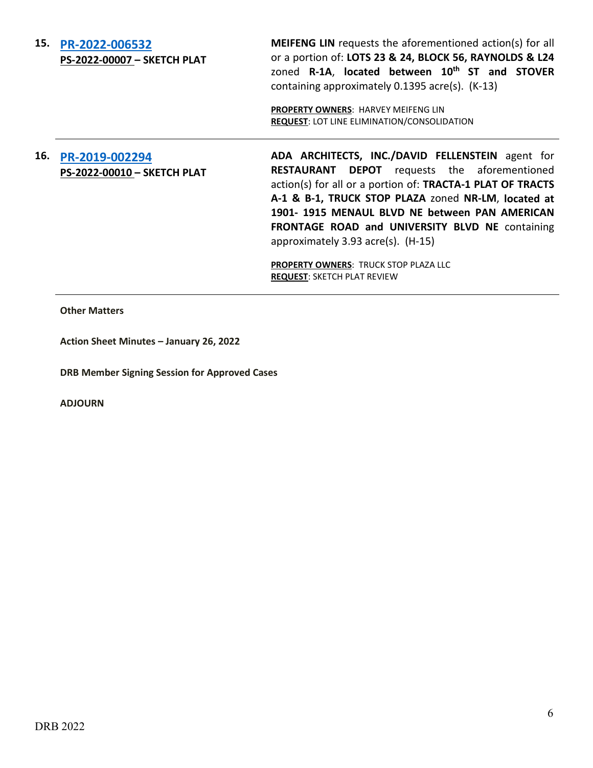**15. PR-2022-006532**
**PS-2022-00007 – SKETCH PLAT**

**MEIFENG LIN** requests the aforementioned action(s) for all or a portion of: **LOTS 23 & 24, BLOCK 56, RAYNOLDS & L24** zoned **R-1A**, **located between 10th ST and STOVER** containing approximately 0.1395 acre(s). (K-13)

**PROPERTY OWNERS**: HARVEY MEIFENG LIN
**REQUEST**: LOT LINE ELIMINATION/CONSOLIDATION

---

**16. PR-2019-002294**
**PS-2022-00010 – SKETCH PLAT**

**ADA ARCHITECTS, INC./DAVID FELLENSTEIN** agent for **RESTAURANT DEPOT** requests the aforementioned action(s) for all or a portion of: **TRACTA-1 PLAT OF TRACTS A-1 & B-1, TRUCK STOP PLAZA** zoned **NR-LM**, **located at 1901- 1915 MENAUL BLVD NE between PAN AMERICAN FRONTAGE ROAD and UNIVERSITY BLVD NE** containing approximately 3.93 acre(s). (H-15)

**PROPERTY OWNERS**: TRUCK STOP PLAZA LLC
**REQUEST**: SKETCH PLAT REVIEW

---

**Other Matters**

**Action Sheet Minutes – January 26, 2022**

**DRB Member Signing Session for Approved Cases**

**ADJOURN**

DRB 2022